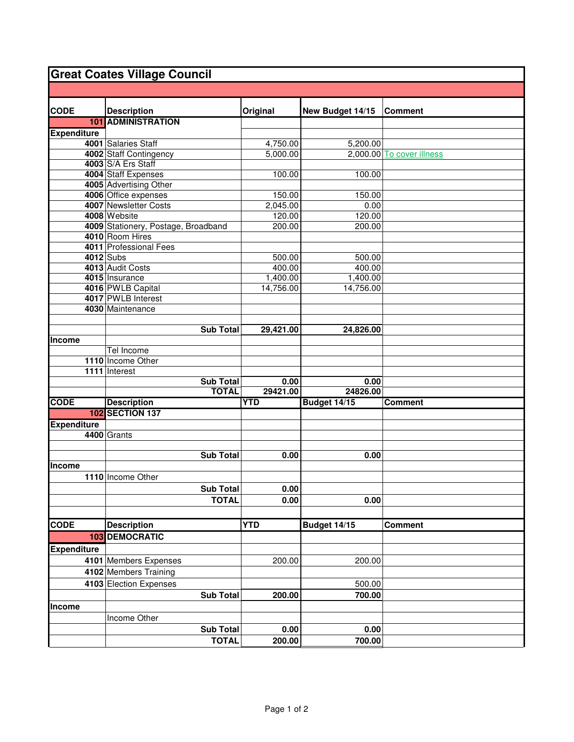## Great Coates Village Council

| CODE | Description | Original | New Budget 14/15 | Comment |
|---|---|---|---|---|
| 101 | **ADMINISTRATION** | | | |
| **Expenditure** | | | | |
| 4001 | Salaries Staff | 4,750.00 | 5,200.00 | |
| 4002 | Staff Contingency | 5,000.00 | 2,000.00 | To cover illness |
| 4003 | S/A Ers Staff | | | |
| 4004 | Staff Expenses | 100.00 | 100.00 | |
| 4005 | Advertising Other | | | |
| 4006 | Office expenses | 150.00 | 150.00 | |
| 4007 | Newsletter Costs | 2,045.00 | 0.00 | |
| 4008 | Website | 120.00 | 120.00 | |
| 4009 | Stationery, Postage, Broadband | 200.00 | 200.00 | |
| 4010 | Room Hires | | | |
| 4011 | Professional Fees | | | |
| 4012 | Subs | 500.00 | 500.00 | |
| 4013 | Audit Costs | 400.00 | 400.00 | |
| 4015 | Insurance | 1,400.00 | 1,400.00 | |
| 4016 | PWLB Capital | 14,756.00 | 14,756.00 | |
| 4017 | PWLB Interest | | | |
| 4030 | Maintenance | | | |
| | | | | |
| | **Sub Total** | **29,421.00** | **24,826.00** | |
| **Income** | | | | |
| | Tel Income | | | |
| 1110 | Income Other | | | |
| 1111 | Interest | | | |
| | **Sub Total** | **0.00** | **0.00** | |
| | **TOTAL** | **29421.00** | **24826.00** | |

| CODE | Description | YTD | Budget 14/15 | Comment |
|---|---|---|---|---|
| 102 | **SECTION 137** | | | |
| **Expenditure** | | | | |
| 4400 | Grants | | | |
| | | | | |
| | **Sub Total** | **0.00** | **0.00** | |
| **Income** | | | | |
| 1110 | Income Other | | | |
| | **Sub Total** | **0.00** | | |
| | **TOTAL** | **0.00** | **0.00** | |

| CODE | Description | YTD | Budget 14/15 | Comment |
|---|---|---|---|---|
| 103 | **DEMOCRATIC** | | | |
| **Expenditure** | | | | |
| 4101 | Members Expenses | 200.00 | 200.00 | |
| 4102 | Members Training | | | |
| 4103 | Election Expenses | | 500.00 | |
| | **Sub Total** | **200.00** | **700.00** | |
| **Income** | | | | |
| | Income Other | | | |
| | **Sub Total** | **0.00** | **0.00** | |
| | **TOTAL** | **200.00** | **700.00** | |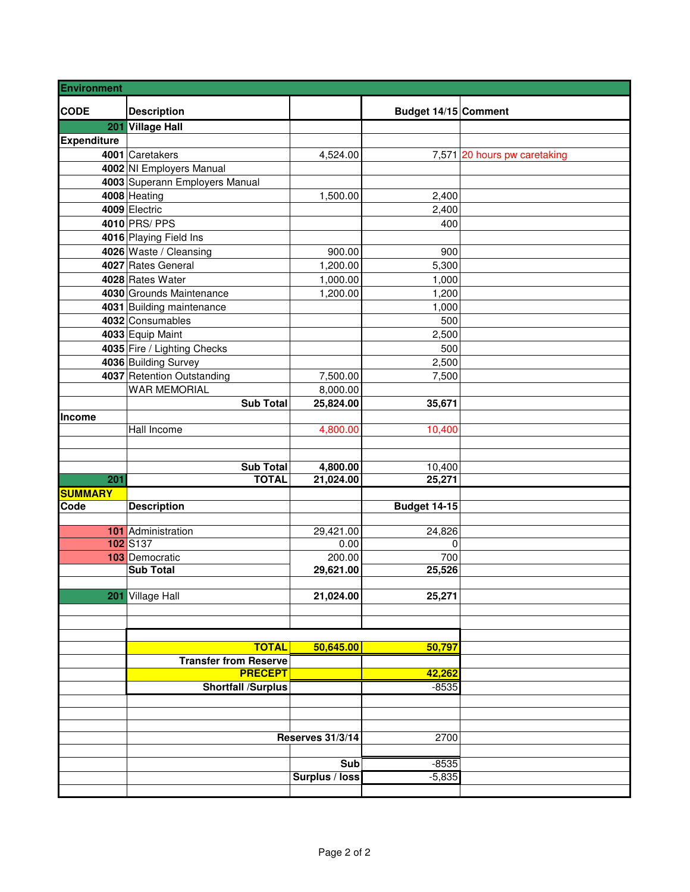## Environment

| CODE | Description | | Budget 14/15 | Comment |
|---|---|---|---|---|
| 201 | **Village Hall** | | | |
| **Expenditure** | | | | |
| 4001 | Caretakers | 4,524.00 | 7,571 | 20 hours pw caretaking |
| 4002 | NI Employers Manual | | | |
| 4003 | Superann Employers Manual | | | |
| 4008 | Heating | 1,500.00 | 2,400 | |
| 4009 | Electric | | 2,400 | |
| 4010 | PRS/ PPS | | 400 | |
| 4016 | Playing Field Ins | | | |
| 4026 | Waste / Cleansing | 900.00 | 900 | |
| 4027 | Rates General | 1,200.00 | 5,300 | |
| 4028 | Rates Water | 1,000.00 | 1,000 | |
| 4030 | Grounds Maintenance | 1,200.00 | 1,200 | |
| 4031 | Building maintenance | | 1,000 | |
| 4032 | Consumables | | 500 | |
| 4033 | Equip Maint | | 2,500 | |
| 4035 | Fire / Lighting Checks | | 500 | |
| 4036 | Building Survey | | 2,500 | |
| 4037 | Retention Outstanding | 7,500.00 | 7,500 | |
| | WAR MEMORIAL | 8,000.00 | | |
| | **Sub Total** | **25,824.00** | **35,671** | |
| **Income** | | | | |
| | Hall Income | 4,800.00 | 10,400 | |
| | | | | |
| | | | | |
| | **Sub Total** | **4,800.00** | 10,400 | |
| 201 | **TOTAL** | **21,024.00** | **25,271** | |
| **SUMMARY** | | | | |
| **Code** | **Description** | | **Budget 14-15** | |
| | | | | |
| 101 | Administration | 29,421.00 | 24,826 | |
| 102 | S137 | 0.00 | 0 | |
| 103 | Democratic | 200.00 | 700 | |
| | **Sub Total** | **29,621.00** | **25,526** | |
| | | | | |
| 201 | Village Hall | **21,024.00** | **25,271** | |
| | | | | |
| | | | | |
| | | | | |
| | **TOTAL** | **50,645.00** | **50,797** | |
| | **Transfer from Reserve** | | | |
| | **PRECEPT** | | **42,262** | |
| | **Shortfall /Surplus** | | -8535 | |
| | | | | |
| | | | | |
| | | | | |
| | | **Reserves 31/3/14** | 2700 | |
| | | | | |
| | | **Sub** | -8535 | |
| | | **Surplus / loss** | -5,835 | |